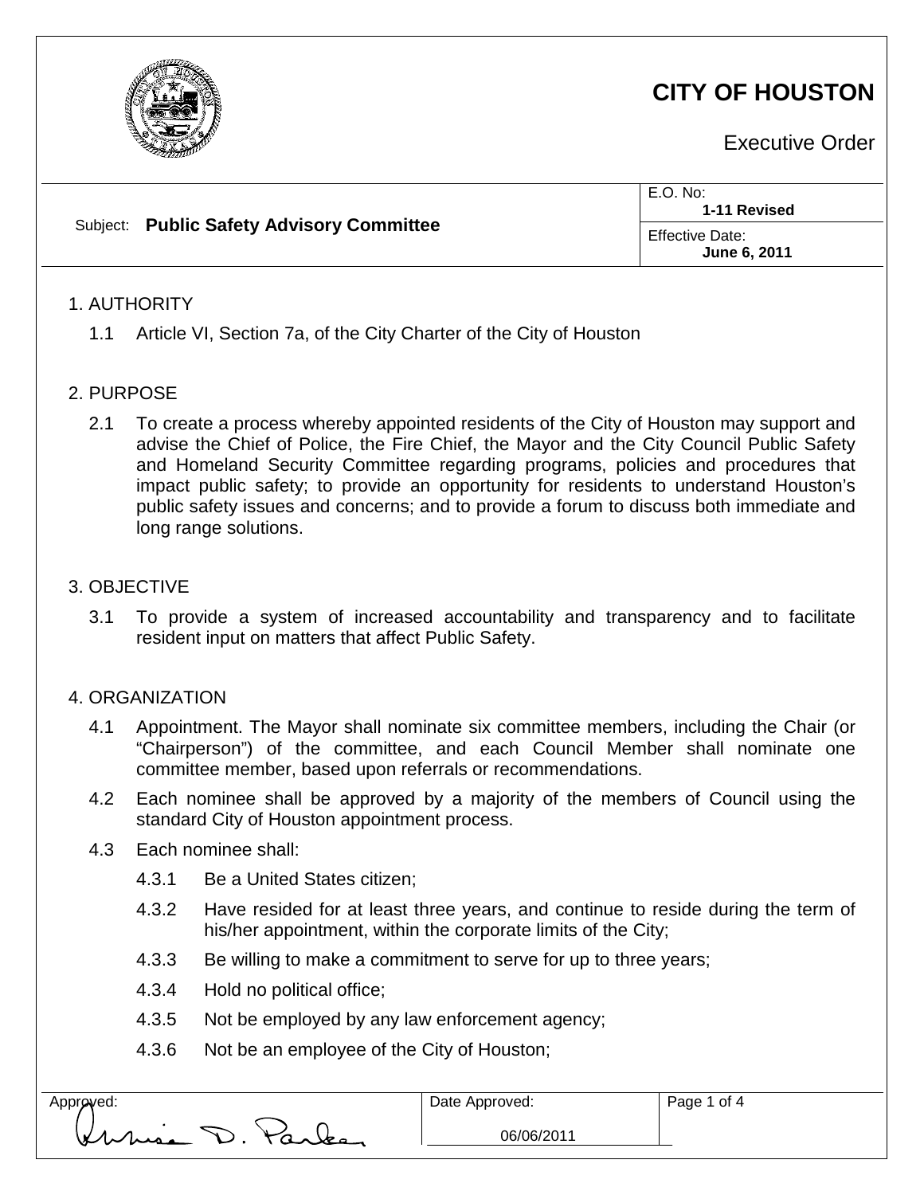# CITY OF HOUSTON

Executive Order

| Subject: **Public Safety Advisory Committee** | E.O. No: **1-11 Revised** |
| --- | --- |
| | Effective Date: **June 6, 2011** |

## 1. AUTHORITY

1.1 Article VI, Section 7a, of the City Charter of the City of Houston

## 2. PURPOSE

2.1 To create a process whereby appointed residents of the City of Houston may support and advise the Chief of Police, the Fire Chief, the Mayor and the City Council Public Safety and Homeland Security Committee regarding programs, policies and procedures that impact public safety; to provide an opportunity for residents to understand Houston's public safety issues and concerns; and to provide a forum to discuss both immediate and long range solutions.

## 3. OBJECTIVE

3.1 To provide a system of increased accountability and transparency and to facilitate resident input on matters that affect Public Safety.

## 4. ORGANIZATION

4.1 Appointment. The Mayor shall nominate six committee members, including the Chair (or "Chairperson") of the committee, and each Council Member shall nominate one committee member, based upon referrals or recommendations.

4.2 Each nominee shall be approved by a majority of the members of Council using the standard City of Houston appointment process.

4.3 Each nominee shall:

4.3.1 Be a United States citizen;

4.3.2 Have resided for at least three years, and continue to reside during the term of his/her appointment, within the corporate limits of the City;

4.3.3 Be willing to make a commitment to serve for up to three years;

4.3.4 Hold no political office;

4.3.5 Not be employed by any law enforcement agency;

4.3.6 Not be an employee of the City of Houston;

| Approved: | Date Approved: |
| --- | --- |
| Annise D. Parker | 06/06/2011 |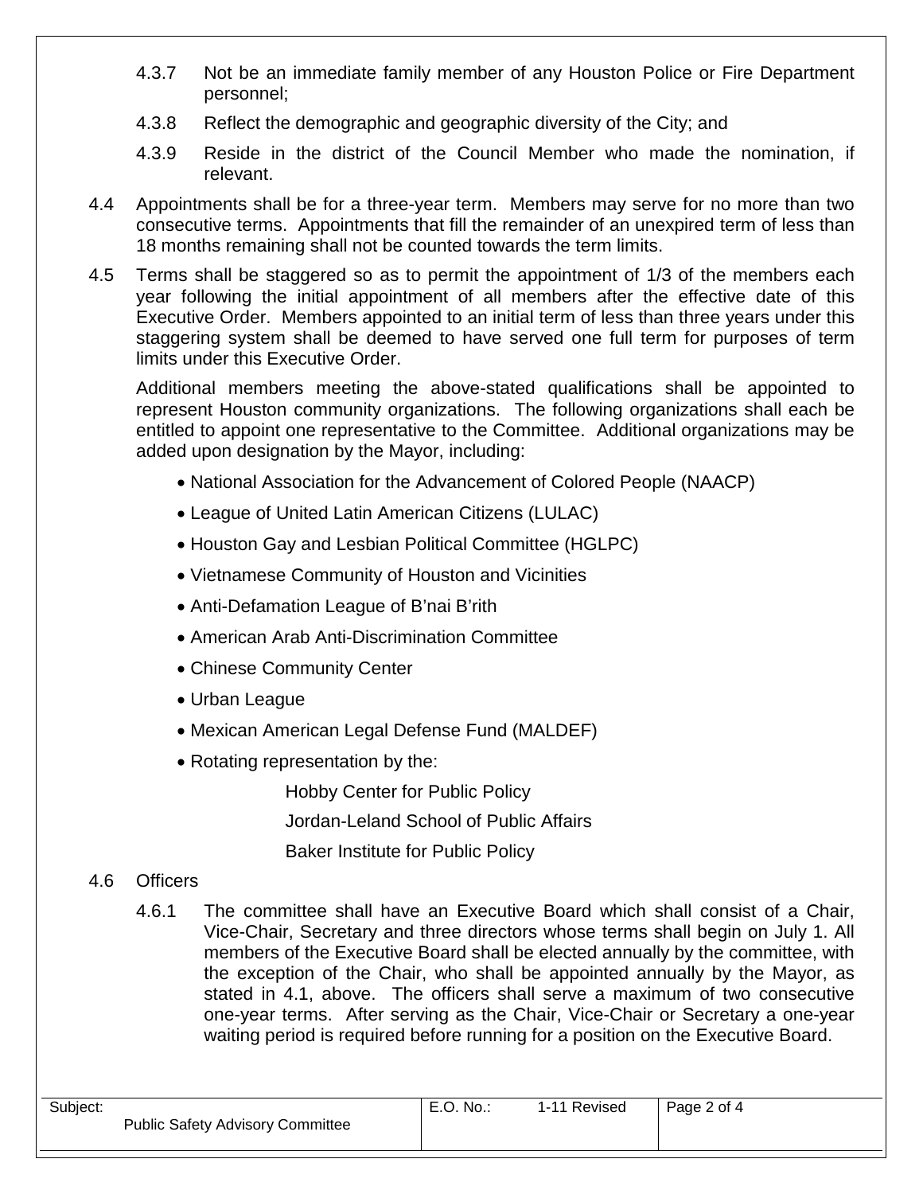4.3.7 Not be an immediate family member of any Houston Police or Fire Department personnel;

4.3.8 Reflect the demographic and geographic diversity of the City; and

4.3.9 Reside in the district of the Council Member who made the nomination, if relevant.

4.4 Appointments shall be for a three-year term. Members may serve for no more than two consecutive terms. Appointments that fill the remainder of an unexpired term of less than 18 months remaining shall not be counted towards the term limits.

4.5 Terms shall be staggered so as to permit the appointment of 1/3 of the members each year following the initial appointment of all members after the effective date of this Executive Order. Members appointed to an initial term of less than three years under this staggering system shall be deemed to have served one full term for purposes of term limits under this Executive Order.

Additional members meeting the above-stated qualifications shall be appointed to represent Houston community organizations. The following organizations shall each be entitled to appoint one representative to the Committee. Additional organizations may be added upon designation by the Mayor, including:

- National Association for the Advancement of Colored People (NAACP)
- League of United Latin American Citizens (LULAC)
- Houston Gay and Lesbian Political Committee (HGLPC)
- Vietnamese Community of Houston and Vicinities
- Anti-Defamation League of B'nai B'rith
- American Arab Anti-Discrimination Committee
- Chinese Community Center
- Urban League
- Mexican American Legal Defense Fund (MALDEF)
- Rotating representation by the:
  - Hobby Center for Public Policy
  - Jordan-Leland School of Public Affairs
  - Baker Institute for Public Policy

4.6 Officers

4.6.1 The committee shall have an Executive Board which shall consist of a Chair, Vice-Chair, Secretary and three directors whose terms shall begin on July 1. All members of the Executive Board shall be elected annually by the committee, with the exception of the Chair, who shall be appointed annually by the Mayor, as stated in 4.1, above. The officers shall serve a maximum of two consecutive one-year terms. After serving as the Chair, Vice-Chair or Secretary a one-year waiting period is required before running for a position on the Executive Board.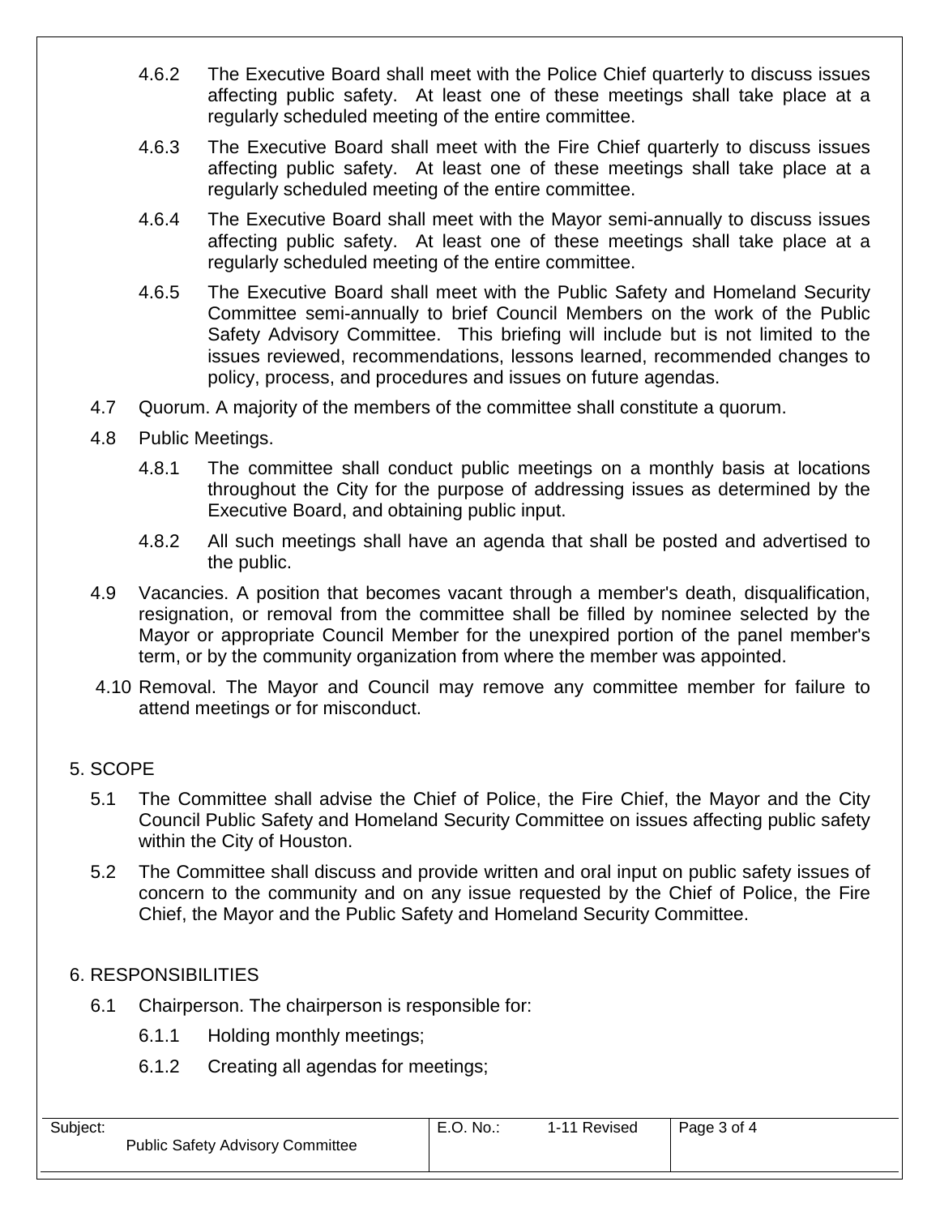4.6.2 The Executive Board shall meet with the Police Chief quarterly to discuss issues affecting public safety. At least one of these meetings shall take place at a regularly scheduled meeting of the entire committee.

4.6.3 The Executive Board shall meet with the Fire Chief quarterly to discuss issues affecting public safety. At least one of these meetings shall take place at a regularly scheduled meeting of the entire committee.

4.6.4 The Executive Board shall meet with the Mayor semi-annually to discuss issues affecting public safety. At least one of these meetings shall take place at a regularly scheduled meeting of the entire committee.

4.6.5 The Executive Board shall meet with the Public Safety and Homeland Security Committee semi-annually to brief Council Members on the work of the Public Safety Advisory Committee. This briefing will include but is not limited to the issues reviewed, recommendations, lessons learned, recommended changes to policy, process, and procedures and issues on future agendas.

4.7 Quorum. A majority of the members of the committee shall constitute a quorum.

4.8 Public Meetings.

4.8.1 The committee shall conduct public meetings on a monthly basis at locations throughout the City for the purpose of addressing issues as determined by the Executive Board, and obtaining public input.

4.8.2 All such meetings shall have an agenda that shall be posted and advertised to the public.

4.9 Vacancies. A position that becomes vacant through a member's death, disqualification, resignation, or removal from the committee shall be filled by nominee selected by the Mayor or appropriate Council Member for the unexpired portion of the panel member's term, or by the community organization from where the member was appointed.

4.10 Removal. The Mayor and Council may remove any committee member for failure to attend meetings or for misconduct.

## 5. SCOPE

5.1 The Committee shall advise the Chief of Police, the Fire Chief, the Mayor and the City Council Public Safety and Homeland Security Committee on issues affecting public safety within the City of Houston.

5.2 The Committee shall discuss and provide written and oral input on public safety issues of concern to the community and on any issue requested by the Chief of Police, the Fire Chief, the Mayor and the Public Safety and Homeland Security Committee.

## 6. RESPONSIBILITIES

6.1 Chairperson. The chairperson is responsible for:

6.1.1 Holding monthly meetings;

6.1.2 Creating all agendas for meetings;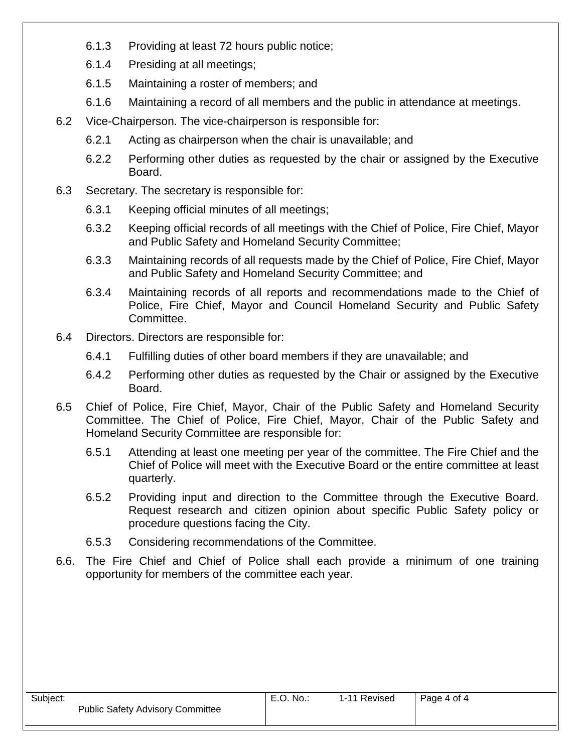6.1.3 Providing at least 72 hours public notice;

6.1.4 Presiding at all meetings;

6.1.5 Maintaining a roster of members; and

6.1.6 Maintaining a record of all members and the public in attendance at meetings.

6.2 Vice-Chairperson. The vice-chairperson is responsible for:

6.2.1 Acting as chairperson when the chair is unavailable; and

6.2.2 Performing other duties as requested by the chair or assigned by the Executive Board.

6.3 Secretary. The secretary is responsible for:

6.3.1 Keeping official minutes of all meetings;

6.3.2 Keeping official records of all meetings with the Chief of Police, Fire Chief, Mayor and Public Safety and Homeland Security Committee;

6.3.3 Maintaining records of all requests made by the Chief of Police, Fire Chief, Mayor and Public Safety and Homeland Security Committee; and

6.3.4 Maintaining records of all reports and recommendations made to the Chief of Police, Fire Chief, Mayor and Council Homeland Security and Public Safety Committee.

6.4 Directors. Directors are responsible for:

6.4.1 Fulfilling duties of other board members if they are unavailable; and

6.4.2 Performing other duties as requested by the Chair or assigned by the Executive Board.

6.5 Chief of Police, Fire Chief, Mayor, Chair of the Public Safety and Homeland Security Committee. The Chief of Police, Fire Chief, Mayor, Chair of the Public Safety and Homeland Security Committee are responsible for:

6.5.1 Attending at least one meeting per year of the committee. The Fire Chief and the Chief of Police will meet with the Executive Board or the entire committee at least quarterly.

6.5.2 Providing input and direction to the Committee through the Executive Board. Request research and citizen opinion about specific Public Safety policy or procedure questions facing the City.

6.5.3 Considering recommendations of the Committee.

6.6. The Fire Chief and Chief of Police shall each provide a minimum of one training opportunity for members of the committee each year.